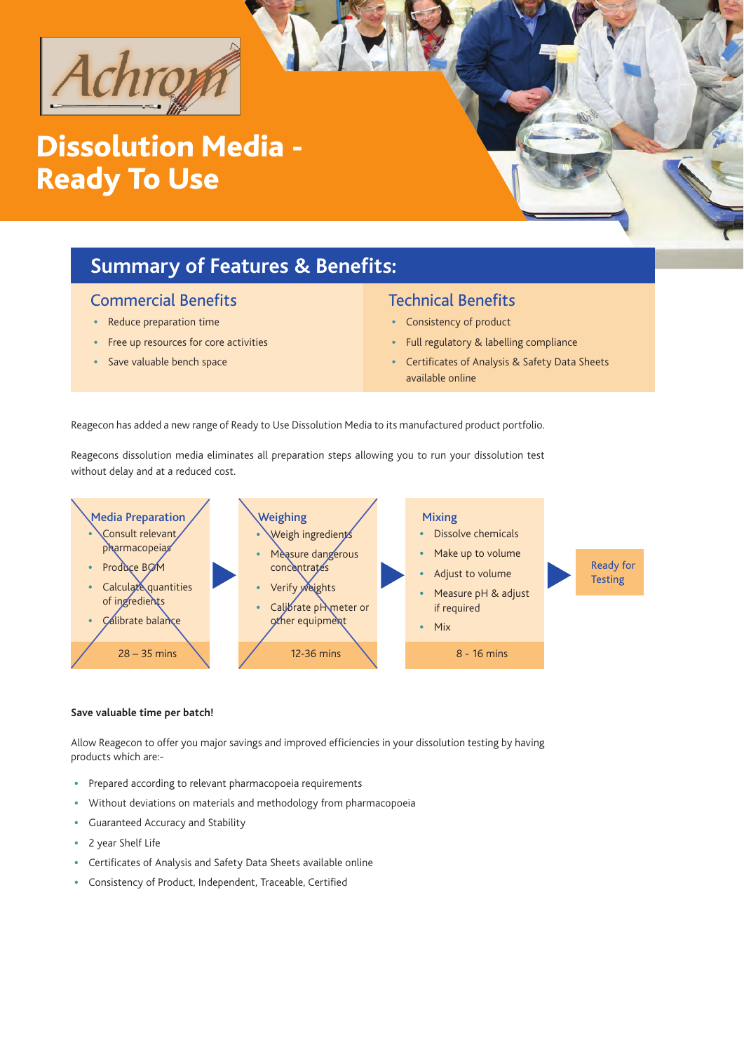Achrom

# Dissolution Media - Ready To Use

## Summary of Features & Benefits:

### Commercial Benefits

- Reduce preparation time
- Free up resources for core activities
- Save valuable bench space

### Technical Benefits

- Consistency of product
- Full regulatory & labelling compliance
- Certificates of Analysis & Safety Data Sheets available online

Reagecon has added a new range of Ready to Use Dissolution Media to its manufactured product portfolio.

Reagecons dissolution media eliminates all preparation steps allowing you to run your dissolution test without delay and at a reduced cost.

**Media Preparation**

- Consult relevant pharmacopeias
- Produce BOM
- Calculate quantities of ingredients
- Calibrate balance

28 – 35 mins

**Weighing**

- Weigh ingredients
- Measure dangerous concentrates
- Verify weights
- Calibrate pH meter or other equipment

12-36 mins

**Mixing**

- Dissolve chemicals
- Make up to volume
- Adjust to volume
- Measure pH & adjust if required
- Mix

8 - 16 mins

**Ready for Testing**

**Save valuable time per batch!**

Allow Reagecon to offer you major savings and improved efficiencies in your dissolution testing by having products which are:-

- Prepared according to relevant pharmacopoeia requirements
- Without deviations on materials and methodology from pharmacopoeia
- Guaranteed Accuracy and Stability
- 2 year Shelf Life
- Certificates of Analysis and Safety Data Sheets available online
- Consistency of Product, Independent, Traceable, Certified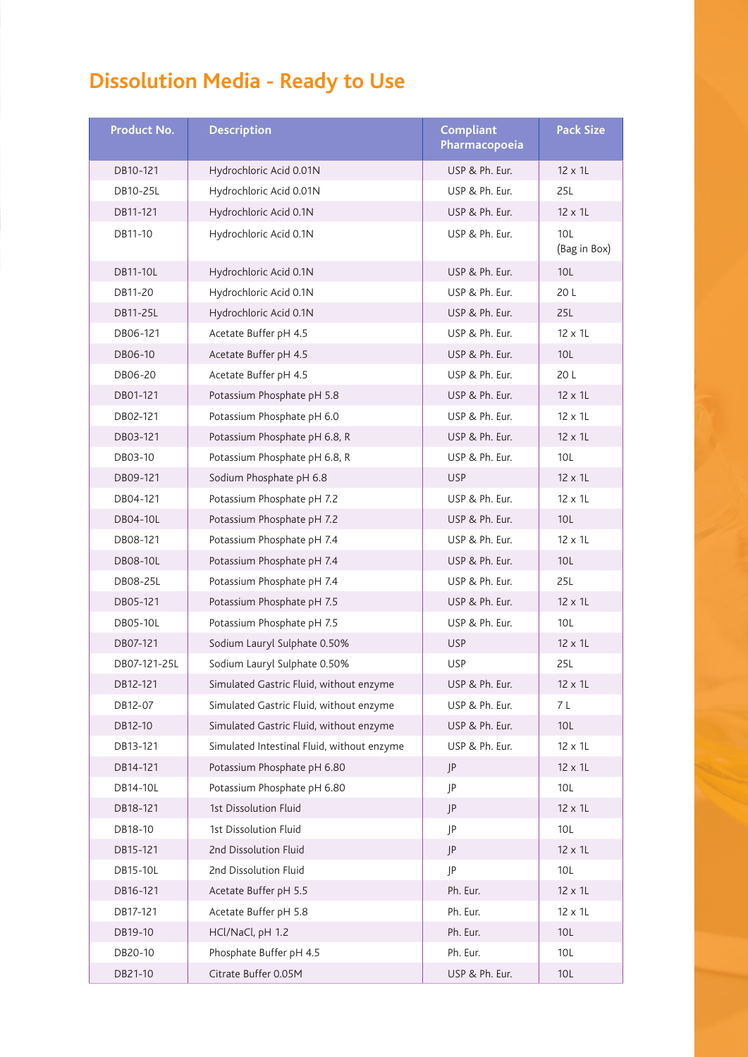# Dissolution Media - Ready to Use

| Product No. | Description | Compliant Pharmacopoeia | Pack Size |
|---|---|---|---|
| DB10-121 | Hydrochloric Acid 0.01N | USP & Ph. Eur. | 12 x 1L |
| DB10-25L | Hydrochloric Acid 0.01N | USP & Ph. Eur. | 25L |
| DB11-121 | Hydrochloric Acid 0.1N | USP & Ph. Eur. | 12 x 1L |
| DB11-10 | Hydrochloric Acid 0.1N | USP & Ph. Eur. | 10L (Bag in Box) |
| DB11-10L | Hydrochloric Acid 0.1N | USP & Ph. Eur. | 10L |
| DB11-20 | Hydrochloric Acid 0.1N | USP & Ph. Eur. | 20 L |
| DB11-25L | Hydrochloric Acid 0.1N | USP & Ph. Eur. | 25L |
| DB06-121 | Acetate Buffer pH 4.5 | USP & Ph. Eur. | 12 x 1L |
| DB06-10 | Acetate Buffer pH 4.5 | USP & Ph. Eur. | 10L |
| DB06-20 | Acetate Buffer pH 4.5 | USP & Ph. Eur. | 20 L |
| DB01-121 | Potassium Phosphate pH 5.8 | USP & Ph. Eur. | 12 x 1L |
| DB02-121 | Potassium Phosphate pH 6.0 | USP & Ph. Eur. | 12 x 1L |
| DB03-121 | Potassium Phosphate pH 6.8, R | USP & Ph. Eur. | 12 x 1L |
| DB03-10 | Potassium Phosphate pH 6.8, R | USP & Ph. Eur. | 10L |
| DB09-121 | Sodium Phosphate pH 6.8 | USP | 12 x 1L |
| DB04-121 | Potassium Phosphate pH 7.2 | USP & Ph. Eur. | 12 x 1L |
| DB04-10L | Potassium Phosphate pH 7.2 | USP & Ph. Eur. | 10L |
| DB08-121 | Potassium Phosphate pH 7.4 | USP & Ph. Eur. | 12 x 1L |
| DB08-10L | Potassium Phosphate pH 7.4 | USP & Ph. Eur. | 10L |
| DB08-25L | Potassium Phosphate pH 7.4 | USP & Ph. Eur. | 25L |
| DB05-121 | Potassium Phosphate pH 7.5 | USP & Ph. Eur. | 12 x 1L |
| DB05-10L | Potassium Phosphate pH 7.5 | USP & Ph. Eur. | 10L |
| DB07-121 | Sodium Lauryl Sulphate 0.50% | USP | 12 x 1L |
| DB07-121-25L | Sodium Lauryl Sulphate 0.50% | USP | 25L |
| DB12-121 | Simulated Gastric Fluid, without enzyme | USP & Ph. Eur. | 12 x 1L |
| DB12-07 | Simulated Gastric Fluid, without enzyme | USP & Ph. Eur. | 7 L |
| DB12-10 | Simulated Gastric Fluid, without enzyme | USP & Ph. Eur. | 10L |
| DB13-121 | Simulated Intestinal Fluid, without enzyme | USP & Ph. Eur. | 12 x 1L |
| DB14-121 | Potassium Phosphate pH 6.80 | JP | 12 x 1L |
| DB14-10L | Potassium Phosphate pH 6.80 | JP | 10L |
| DB18-121 | 1st Dissolution Fluid | JP | 12 x 1L |
| DB18-10 | 1st Dissolution Fluid | JP | 10L |
| DB15-121 | 2nd Dissolution Fluid | JP | 12 x 1L |
| DB15-10L | 2nd Dissolution Fluid | JP | 10L |
| DB16-121 | Acetate Buffer pH 5.5 | Ph. Eur. | 12 x 1L |
| DB17-121 | Acetate Buffer pH 5.8 | Ph. Eur. | 12 x 1L |
| DB19-10 | HCl/NaCl, pH 1.2 | Ph. Eur. | 10L |
| DB20-10 | Phosphate Buffer pH 4.5 | Ph. Eur. | 10L |
| DB21-10 | Citrate Buffer 0.05M | USP & Ph. Eur. | 10L |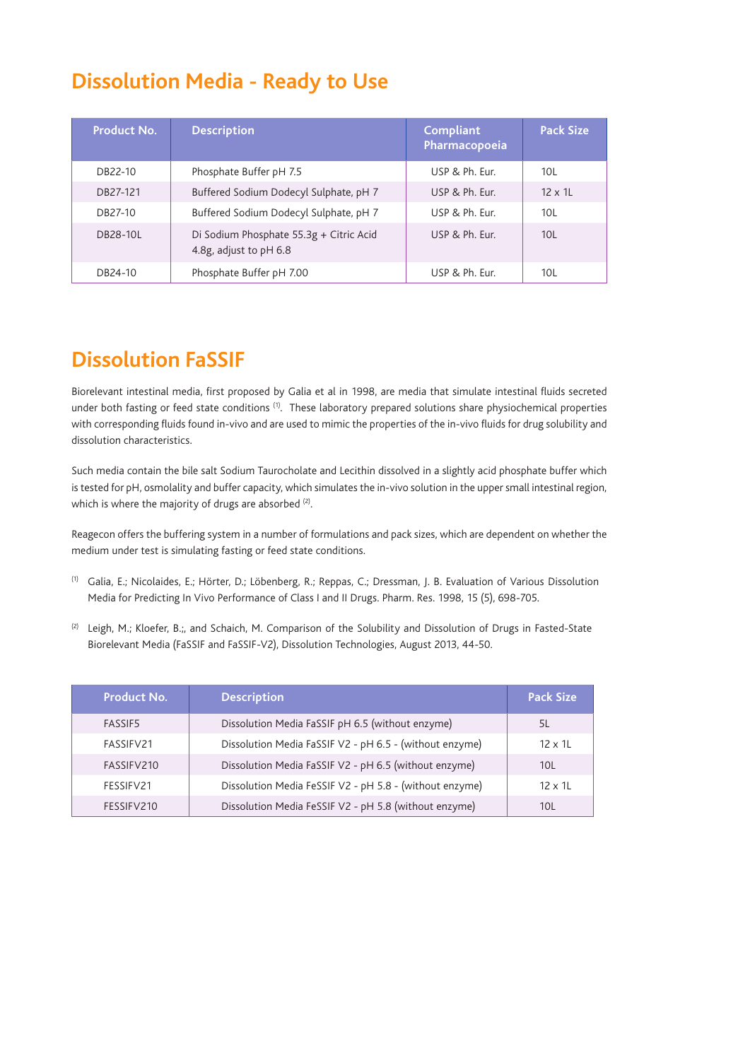## Dissolution Media - Ready to Use

| Product No. | Description | Compliant Pharmacopoeia | Pack Size |
|---|---|---|---|
| DB22-10 | Phosphate Buffer pH 7.5 | USP & Ph. Eur. | 10L |
| DB27-121 | Buffered Sodium Dodecyl Sulphate, pH 7 | USP & Ph. Eur. | 12 x 1L |
| DB27-10 | Buffered Sodium Dodecyl Sulphate, pH 7 | USP & Ph. Eur. | 10L |
| DB28-10L | Di Sodium Phosphate 55.3g + Citric Acid 4.8g, adjust to pH 6.8 | USP & Ph. Eur. | 10L |
| DB24-10 | Phosphate Buffer pH 7.00 | USP & Ph. Eur. | 10L |

## Dissolution FaSSIF

Biorelevant intestinal media, first proposed by Galia et al in 1998, are media that simulate intestinal fluids secreted under both fasting or feed state conditions [1]. These laboratory prepared solutions share physiochemical properties with corresponding fluids found in-vivo and are used to mimic the properties of the in-vivo fluids for drug solubility and dissolution characteristics.

Such media contain the bile salt Sodium Taurocholate and Lecithin dissolved in a slightly acid phosphate buffer which is tested for pH, osmolality and buffer capacity, which simulates the in-vivo solution in the upper small intestinal region, which is where the majority of drugs are absorbed [2].

Reagecon offers the buffering system in a number of formulations and pack sizes, which are dependent on whether the medium under test is simulating fasting or feed state conditions.

[1] Galia, E.; Nicolaides, E.; Hörter, D.; Löbenberg, R.; Reppas, C.; Dressman, J. B. Evaluation of Various Dissolution Media for Predicting In Vivo Performance of Class I and II Drugs. Pharm. Res. 1998, 15 (5), 698-705.

[2] Leigh, M.; Kloefer, B.;, and Schaich, M. Comparison of the Solubility and Dissolution of Drugs in Fasted-State Biorelevant Media (FaSSIF and FaSSIF-V2), Dissolution Technologies, August 2013, 44-50.

| Product No. | Description | Pack Size |
|---|---|---|
| FASSIF5 | Dissolution Media FaSSIF pH 6.5 (without enzyme) | 5L |
| FASSIFV21 | Dissolution Media FaSSIF V2 - pH 6.5 - (without enzyme) | 12 x 1L |
| FASSIFV210 | Dissolution Media FaSSIF V2 - pH 6.5 (without enzyme) | 10L |
| FESSIFV21 | Dissolution Media FeSSIF V2 - pH 5.8 - (without enzyme) | 12 x 1L |
| FESSIFV210 | Dissolution Media FeSSIF V2 - pH 5.8 (without enzyme) | 10L |